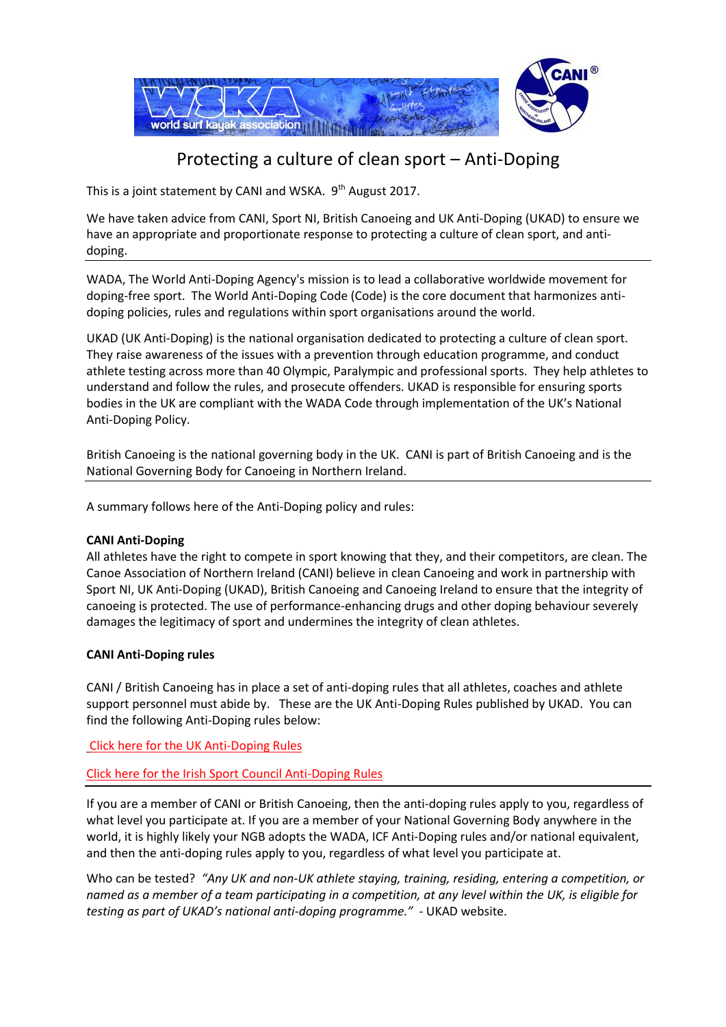# Protecting a culture of clean sport – Anti-Doping

This is a joint statement by CANI and WSKA. 9th August 2017.

We have taken advice from CANI, Sport NI, British Canoeing and UK Anti-Doping (UKAD) to ensure we have an appropriate and proportionate response to protecting a culture of clean sport, and anti-doping.

---

WADA, The World Anti-Doping Agency's mission is to lead a collaborative worldwide movement for doping-free sport. The World Anti-Doping Code (Code) is the core document that harmonizes anti-doping policies, rules and regulations within sport organisations around the world.

UKAD (UK Anti-Doping) is the national organisation dedicated to protecting a culture of clean sport. They raise awareness of the issues with a prevention through education programme, and conduct athlete testing across more than 40 Olympic, Paralympic and professional sports. They help athletes to understand and follow the rules, and prosecute offenders. UKAD is responsible for ensuring sports bodies in the UK are compliant with the WADA Code through implementation of the UK's National Anti-Doping Policy.

British Canoeing is the national governing body in the UK. CANI is part of British Canoeing and is the National Governing Body for Canoeing in Northern Ireland.

---

A summary follows here of the Anti-Doping policy and rules:

**CANI Anti-Doping**

All athletes have the right to compete in sport knowing that they, and their competitors, are clean. The Canoe Association of Northern Ireland (CANI) believe in clean Canoeing and work in partnership with Sport NI, UK Anti-Doping (UKAD), British Canoeing and Canoeing Ireland to ensure that the integrity of canoeing is protected. The use of performance-enhancing drugs and other doping behaviour severely damages the legitimacy of sport and undermines the integrity of clean athletes.

**CANI Anti-Doping rules**

CANI / British Canoeing has in place a set of anti-doping rules that all athletes, coaches and athlete support personnel must abide by. These are the UK Anti-Doping Rules published by UKAD. You can find the following Anti-Doping rules below:

Click here for the UK Anti-Doping Rules

Click here for the Irish Sport Council Anti-Doping Rules

---

If you are a member of CANI or British Canoeing, then the anti-doping rules apply to you, regardless of what level you participate at. If you are a member of your National Governing Body anywhere in the world, it is highly likely your NGB adopts the WADA, ICF Anti-Doping rules and/or national equivalent, and then the anti-doping rules apply to you, regardless of what level you participate at.

Who can be tested? *"Any UK and non-UK athlete staying, training, residing, entering a competition, or named as a member of a team participating in a competition, at any level within the UK, is eligible for testing as part of UKAD's national anti-doping programme."* - UKAD website.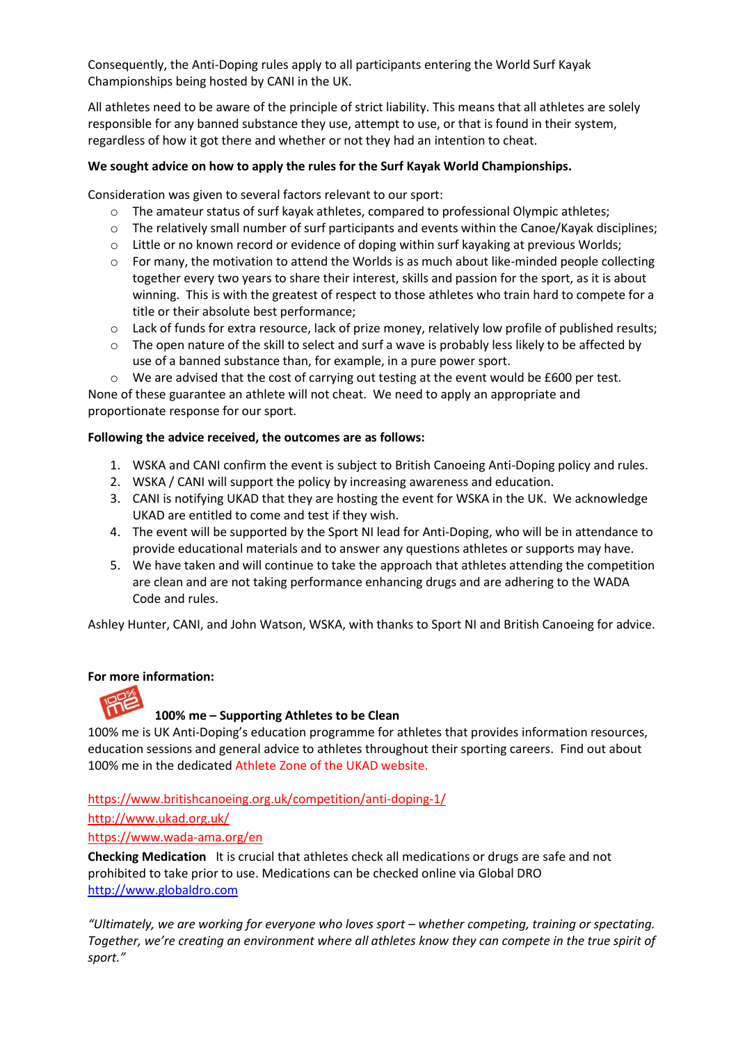Consequently, the Anti-Doping rules apply to all participants entering the World Surf Kayak Championships being hosted by CANI in the UK.

All athletes need to be aware of the principle of strict liability. This means that all athletes are solely responsible for any banned substance they use, attempt to use, or that is found in their system, regardless of how it got there and whether or not they had an intention to cheat.

**We sought advice on how to apply the rules for the Surf Kayak World Championships.**

Consideration was given to several factors relevant to our sport:

- The amateur status of surf kayak athletes, compared to professional Olympic athletes;
- The relatively small number of surf participants and events within the Canoe/Kayak disciplines;
- Little or no known record or evidence of doping within surf kayaking at previous Worlds;
- For many, the motivation to attend the Worlds is as much about like-minded people collecting together every two years to share their interest, skills and passion for the sport, as it is about winning. This is with the greatest of respect to those athletes who train hard to compete for a title or their absolute best performance;
- Lack of funds for extra resource, lack of prize money, relatively low profile of published results;
- The open nature of the skill to select and surf a wave is probably less likely to be affected by use of a banned substance than, for example, in a pure power sport.
- We are advised that the cost of carrying out testing at the event would be £600 per test.

None of these guarantee an athlete will not cheat. We need to apply an appropriate and proportionate response for our sport.

**Following the advice received, the outcomes are as follows:**

1. WSKA and CANI confirm the event is subject to British Canoeing Anti-Doping policy and rules.
2. WSKA / CANI will support the policy by increasing awareness and education.
3. CANI is notifying UKAD that they are hosting the event for WSKA in the UK. We acknowledge UKAD are entitled to come and test if they wish.
4. The event will be supported by the Sport NI lead for Anti-Doping, who will be in attendance to provide educational materials and to answer any questions athletes or supports may have.
5. We have taken and will continue to take the approach that athletes attending the competition are clean and are not taking performance enhancing drugs and are adhering to the WADA Code and rules.

Ashley Hunter, CANI, and John Watson, WSKA, with thanks to Sport NI and British Canoeing for advice.

**For more information:**

**100% me – Supporting Athletes to be Clean**

100% me is UK Anti-Doping's education programme for athletes that provides information resources, education sessions and general advice to athletes throughout their sporting careers. Find out about 100% me in the dedicated Athlete Zone of the UKAD website.

https://www.britishcanoeing.org.uk/competition/anti-doping-1/

http://www.ukad.org.uk/

https://www.wada-ama.org/en

**Checking Medication** It is crucial that athletes check all medications or drugs are safe and not prohibited to take prior to use. Medications can be checked online via Global DRO http://www.globaldro.com

*"Ultimately, we are working for everyone who loves sport – whether competing, training or spectating. Together, we're creating an environment where all athletes know they can compete in the true spirit of sport."*